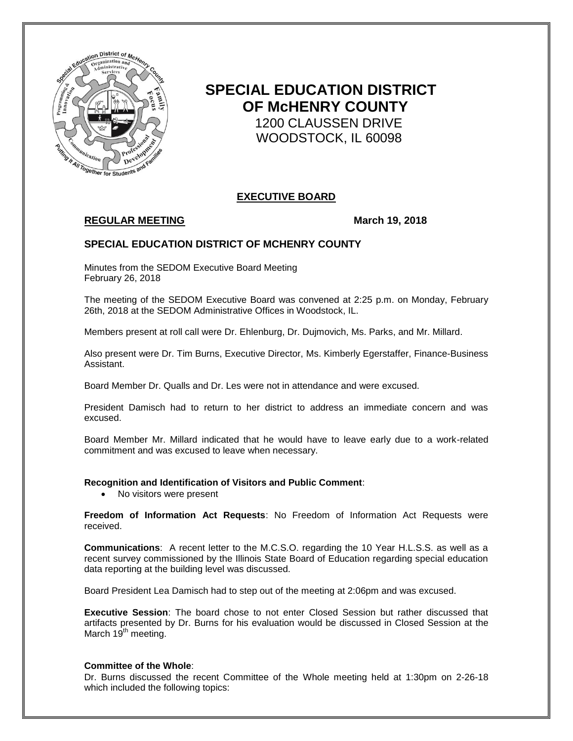# SPECIAL EDUCATION DISTRICT OF McHENRY COUNTY

1200 CLAUSSEN DRIVE
WOODSTOCK, IL 60098

## EXECUTIVE BOARD

**REGULAR MEETING** **March 19, 2018**

### SPECIAL EDUCATION DISTRICT OF MCHENRY COUNTY

Minutes from the SEDOM Executive Board Meeting
February 26, 2018

The meeting of the SEDOM Executive Board was convened at 2:25 p.m. on Monday, February 26th, 2018 at the SEDOM Administrative Offices in Woodstock, IL.

Members present at roll call were Dr. Ehlenburg, Dr. Dujmovich, Ms. Parks, and Mr. Millard.

Also present were Dr. Tim Burns, Executive Director, Ms. Kimberly Egerstaffer, Finance-Business Assistant.

Board Member Dr. Qualls and Dr. Les were not in attendance and were excused.

President Damisch had to return to her district to address an immediate concern and was excused.

Board Member Mr. Millard indicated that he would have to leave early due to a work-related commitment and was excused to leave when necessary.

**Recognition and Identification of Visitors and Public Comment**:

- No visitors were present

**Freedom of Information Act Requests**: No Freedom of Information Act Requests were received.

**Communications**: A recent letter to the M.C.S.O. regarding the 10 Year H.L.S.S. as well as a recent survey commissioned by the Illinois State Board of Education regarding special education data reporting at the building level was discussed.

Board President Lea Damisch had to step out of the meeting at 2:06pm and was excused.

**Executive Session**: The board chose to not enter Closed Session but rather discussed that artifacts presented by Dr. Burns for his evaluation would be discussed in Closed Session at the March 19th meeting.

**Committee of the Whole**:
Dr. Burns discussed the recent Committee of the Whole meeting held at 1:30pm on 2-26-18 which included the following topics: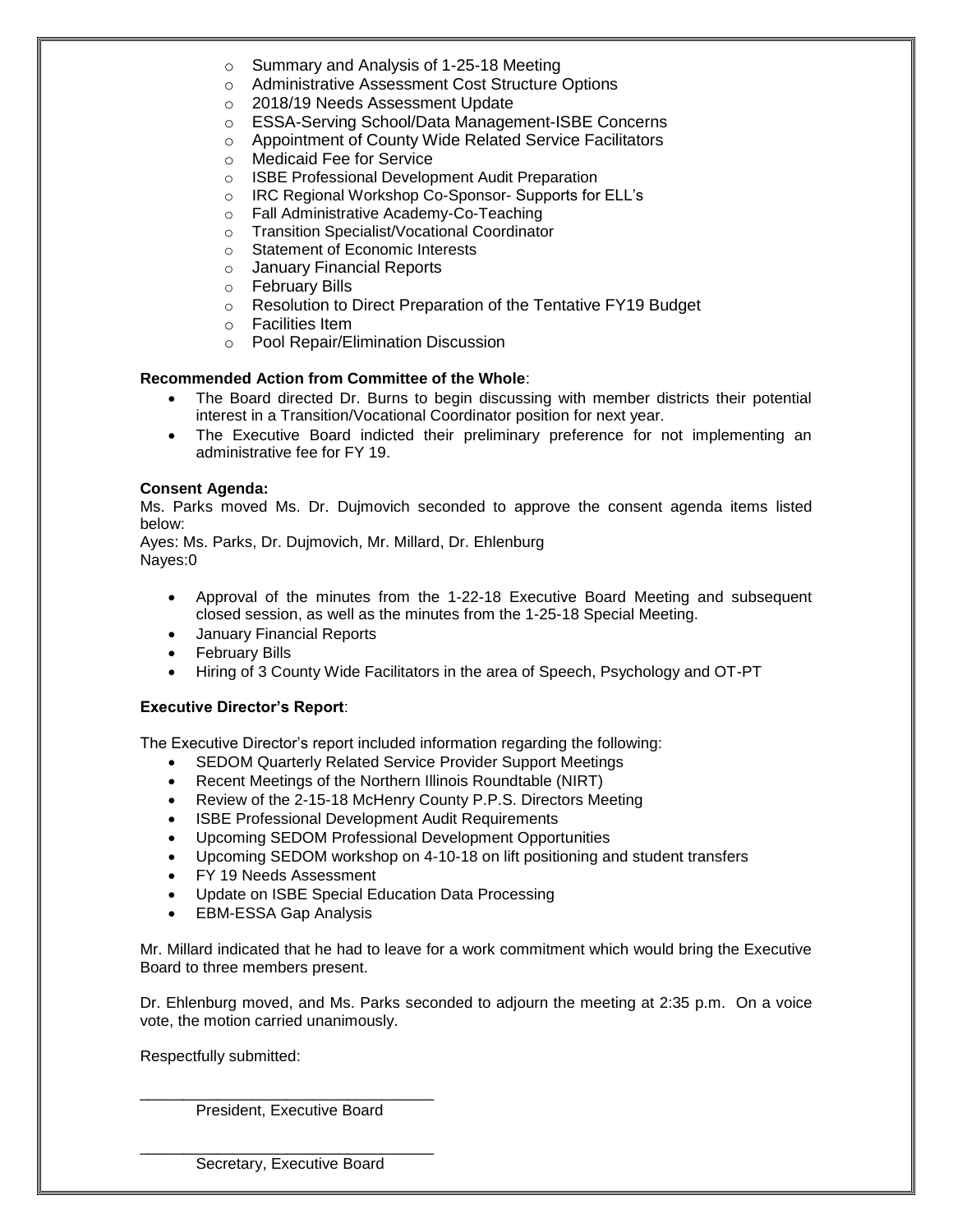- Summary and Analysis of 1-25-18 Meeting
- Administrative Assessment Cost Structure Options
- 2018/19 Needs Assessment Update
- ESSA-Serving School/Data Management-ISBE Concerns
- Appointment of County Wide Related Service Facilitators
- Medicaid Fee for Service
- ISBE Professional Development Audit Preparation
- IRC Regional Workshop Co-Sponsor- Supports for ELL's
- Fall Administrative Academy-Co-Teaching
- Transition Specialist/Vocational Coordinator
- Statement of Economic Interests
- January Financial Reports
- February Bills
- Resolution to Direct Preparation of the Tentative FY19 Budget
- Facilities Item
- Pool Repair/Elimination Discussion

**Recommended Action from Committee of the Whole**:

- The Board directed Dr. Burns to begin discussing with member districts their potential interest in a Transition/Vocational Coordinator position for next year.
- The Executive Board indicted their preliminary preference for not implementing an administrative fee for FY 19.

**Consent Agenda:**

Ms. Parks moved Ms. Dr. Dujmovich seconded to approve the consent agenda items listed below:
Ayes: Ms. Parks, Dr. Dujmovich, Mr. Millard, Dr. Ehlenburg
Nayes:0

- Approval of the minutes from the 1-22-18 Executive Board Meeting and subsequent closed session, as well as the minutes from the 1-25-18 Special Meeting.
- January Financial Reports
- February Bills
- Hiring of 3 County Wide Facilitators in the area of Speech, Psychology and OT-PT

**Executive Director's Report**:

The Executive Director's report included information regarding the following:

- SEDOM Quarterly Related Service Provider Support Meetings
- Recent Meetings of the Northern Illinois Roundtable (NIRT)
- Review of the 2-15-18 McHenry County P.P.S. Directors Meeting
- ISBE Professional Development Audit Requirements
- Upcoming SEDOM Professional Development Opportunities
- Upcoming SEDOM workshop on 4-10-18 on lift positioning and student transfers
- FY 19 Needs Assessment
- Update on ISBE Special Education Data Processing
- EBM-ESSA Gap Analysis

Mr. Millard indicated that he had to leave for a work commitment which would bring the Executive Board to three members present.

Dr. Ehlenburg moved, and Ms. Parks seconded to adjourn the meeting at 2:35 p.m. On a voice vote, the motion carried unanimously.

Respectfully submitted:

\_\_\_\_\_\_\_\_\_\_\_\_\_\_\_\_\_\_\_\_\_\_\_\_\_\_\_\_\_\_\_\_\_\_
President, Executive Board

\_\_\_\_\_\_\_\_\_\_\_\_\_\_\_\_\_\_\_\_\_\_\_\_\_\_\_\_\_\_\_\_\_\_
Secretary, Executive Board